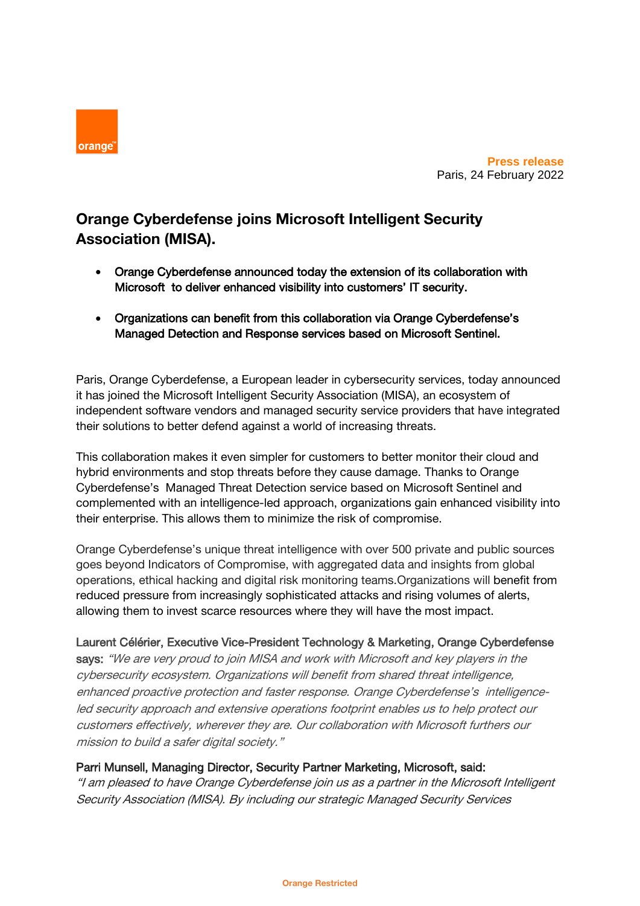**Press release**
Paris, 24 February 2022

# Orange Cyberdefense joins Microsoft Intelligent Security Association (MISA).

- **Orange Cyberdefense announced today the extension of its collaboration with Microsoft to deliver enhanced visibility into customers' IT security.**
- **Organizations can benefit from this collaboration via Orange Cyberdefense's Managed Detection and Response services based on Microsoft Sentinel.**

Paris, Orange Cyberdefense, a European leader in cybersecurity services, today announced it has joined the Microsoft Intelligent Security Association (MISA), an ecosystem of independent software vendors and managed security service providers that have integrated their solutions to better defend against a world of increasing threats.

This collaboration makes it even simpler for customers to better monitor their cloud and hybrid environments and stop threats before they cause damage. Thanks to Orange Cyberdefense's Managed Threat Detection service based on Microsoft Sentinel and complemented with an intelligence-led approach, organizations gain enhanced visibility into their enterprise. This allows them to minimize the risk of compromise.

Orange Cyberdefense's unique threat intelligence with over 500 private and public sources goes beyond Indicators of Compromise, with aggregated data and insights from global operations, ethical hacking and digital risk monitoring teams.Organizations will benefit from reduced pressure from increasingly sophisticated attacks and rising volumes of alerts, allowing them to invest scarce resources where they will have the most impact.

**Laurent Célérier, Executive Vice-President Technology & Marketing, Orange Cyberdefense says:** *"We are very proud to join MISA and work with Microsoft and key players in the cybersecurity ecosystem. Organizations will benefit from shared threat intelligence, enhanced proactive protection and faster response. Orange Cyberdefense's intelligence-led security approach and extensive operations footprint enables us to help protect our customers effectively, wherever they are. Our collaboration with Microsoft furthers our mission to build a safer digital society."*

**Parri Munsell, Managing Director, Security Partner Marketing, Microsoft, said:**
*"I am pleased to have Orange Cyberdefense join us as a partner in the Microsoft Intelligent Security Association (MISA). By including our strategic Managed Security Services*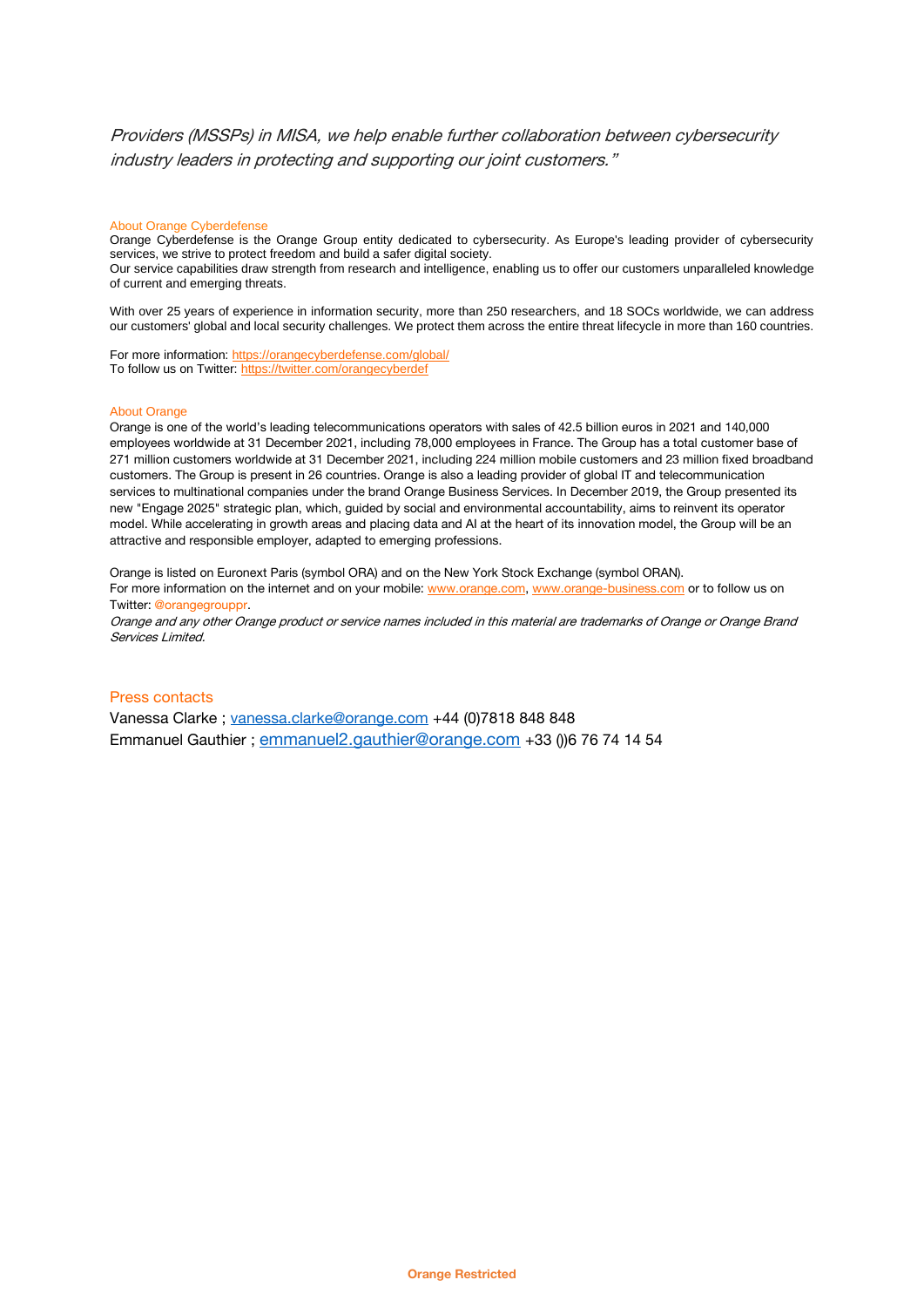*Providers (MSSPs) in MISA, we help enable further collaboration between cybersecurity industry leaders in protecting and supporting our joint customers."*

## About Orange Cyberdefense

Orange Cyberdefense is the Orange Group entity dedicated to cybersecurity. As Europe's leading provider of cybersecurity services, we strive to protect freedom and build a safer digital society.
Our service capabilities draw strength from research and intelligence, enabling us to offer our customers unparalleled knowledge of current and emerging threats.

With over 25 years of experience in information security, more than 250 researchers, and 18 SOCs worldwide, we can address our customers' global and local security challenges. We protect them across the entire threat lifecycle in more than 160 countries.

For more information: [https://orangecyberdefense.com/global/](https://orangecyberdefense.com/global/)
To follow us on Twitter: [https://twitter.com/orangecyberdef](https://twitter.com/orangecyberdef)

## About Orange

Orange is one of the world's leading telecommunications operators with sales of 42.5 billion euros in 2021 and 140,000 employees worldwide at 31 December 2021, including 78,000 employees in France. The Group has a total customer base of 271 million customers worldwide at 31 December 2021, including 224 million mobile customers and 23 million fixed broadband customers. The Group is present in 26 countries. Orange is also a leading provider of global IT and telecommunication services to multinational companies under the brand Orange Business Services. In December 2019, the Group presented its new "Engage 2025" strategic plan, which, guided by social and environmental accountability, aims to reinvent its operator model. While accelerating in growth areas and placing data and AI at the heart of its innovation model, the Group will be an attractive and responsible employer, adapted to emerging professions.

Orange is listed on Euronext Paris (symbol ORA) and on the New York Stock Exchange (symbol ORAN).
For more information on the internet and on your mobile: [www.orange.com](www.orange.com), [www.orange-business.com](www.orange-business.com) or to follow us on Twitter: @orangegrouppr.
*Orange and any other Orange product or service names included in this material are trademarks of Orange or Orange Brand Services Limited.*

## Press contacts

Vanessa Clarke ; [vanessa.clarke@orange.com](mailto:vanessa.clarke@orange.com) +44 (0)7818 848 848
Emmanuel Gauthier ; [emmanuel2.gauthier@orange.com](mailto:emmanuel2.gauthier@orange.com) +33 ()6 76 74 14 54

**Orange Restricted**